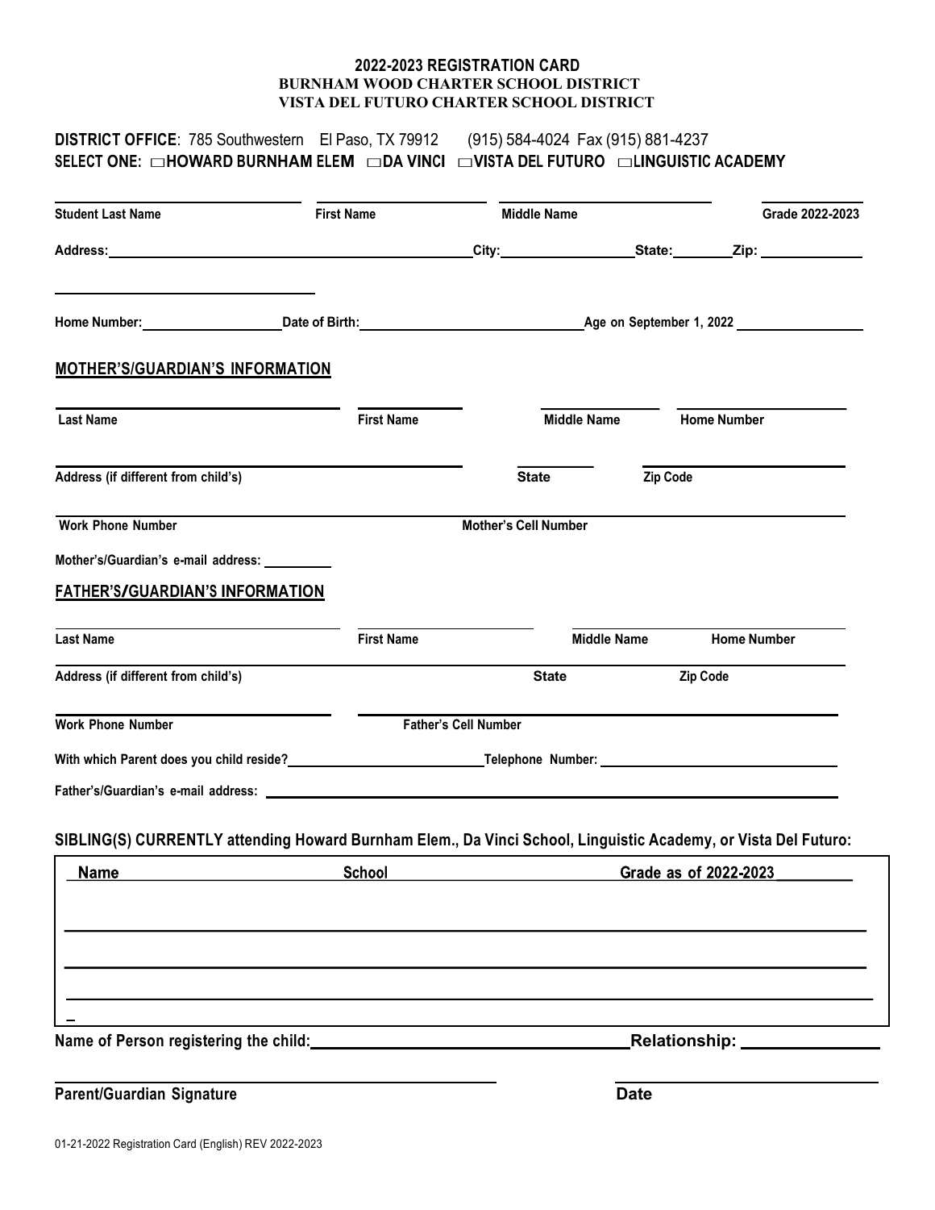# 2022-2023 REGISTRATION CARD
## BURNHAM WOOD CHARTER SCHOOL DISTRICT
## VISTA DEL FUTURO CHARTER SCHOOL DISTRICT

**DISTRICT OFFICE**: 785 Southwestern El Paso, TX 79912 (915) 584-4024 Fax (915) 881-4237

**SELECT ONE: ☐HOWARD BURNHAM ELEM ☐DA VINCI ☐VISTA DEL FUTURO ☐LINGUISTIC ACADEMY**

**Student Last Name** ____________ **First Name** ____________ **Middle Name** ____________ **Grade 2022-2023** ____________

**Address:** ____________ **City:** ____________ **State:** ________ **Zip:** ____________

**Home Number:** ____________ **Date of Birth:** ____________ **Age on September 1, 2022** ____________

## MOTHER'S/GUARDIAN'S INFORMATION

**Last Name** ____________ **First Name** ____________ **Middle Name** ____________ **Home Number** ____________

**Address (if different from child's)** ____________ **State** ________ **Zip Code** ____________

**Work Phone Number** ____________ **Mother's Cell Number** ____________

**Mother's/Guardian's e-mail address:** ____________

## FATHER'S/GUARDIAN'S INFORMATION

**Last Name** ____________ **First Name** ____________ **Middle Name** ____________ **Home Number** ____________

**Address (if different from child's)** ____________ **State** ________ **Zip Code** ____________

**Work Phone Number** ____________ **Father's Cell Number** ____________

**With which Parent does you child reside?** ____________ **Telephone Number:** ____________

**Father's/Guardian's e-mail address:** ____________

**SIBLING(S) CURRENTLY attending Howard Burnham Elem., Da Vinci School, Linguistic Academy, or Vista Del Futuro:**

| Name | School | Grade as of 2022-2023 |
|---|---|---|
| | | |
| | | |
| | | |

**Name of Person registering the child:** ____________ **Relationship:** ____________

**Parent/Guardian Signature** ____________ **Date** ____________

01-21-2022 Registration Card (English) REV 2022-2023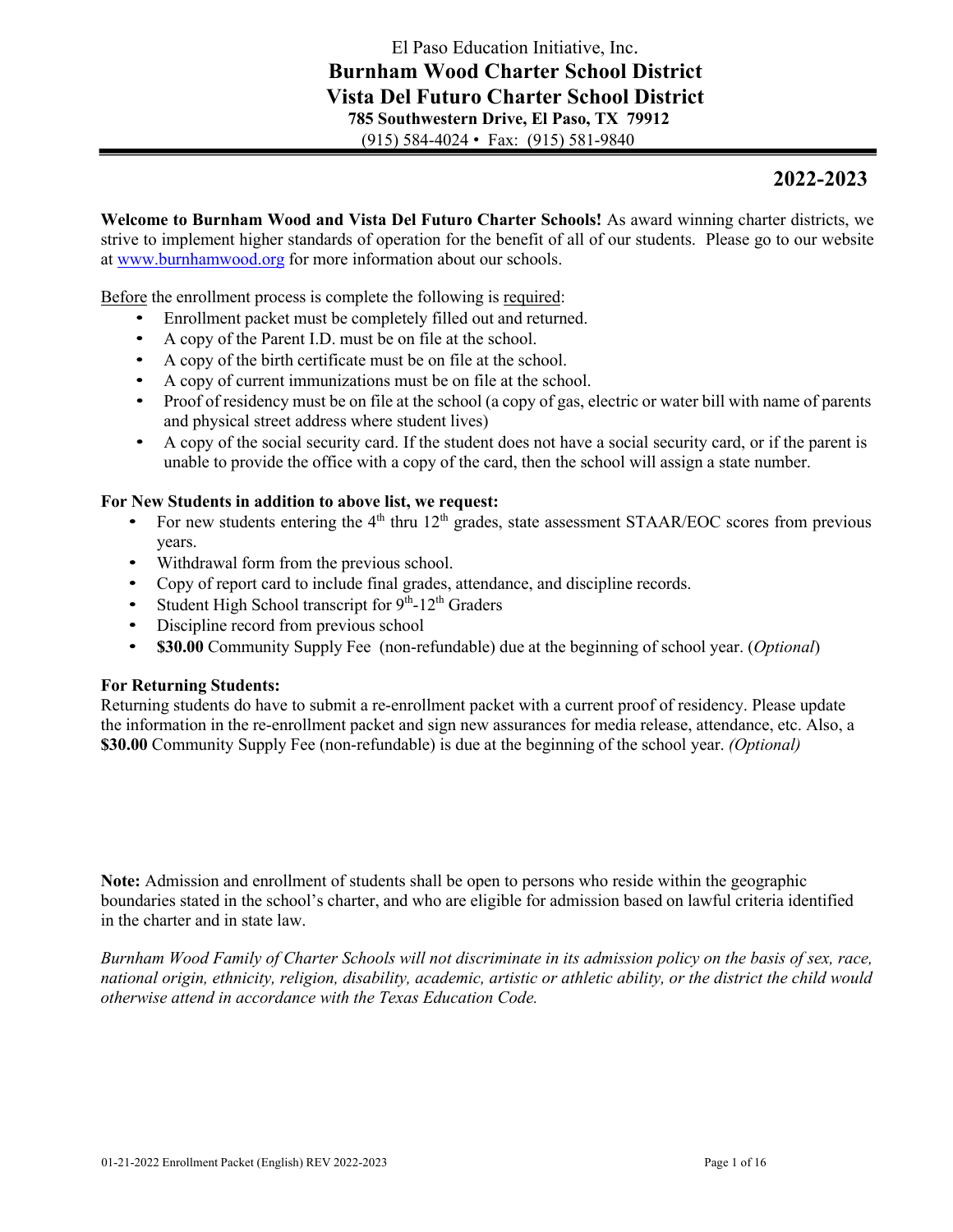El Paso Education Initiative, Inc.

# Burnham Wood Charter School District

# Vista Del Futuro Charter School District

**785 Southwestern Drive, El Paso, TX 79912**

(915) 584-4024 • Fax: (915) 581-9840

## 2022-2023

**Welcome to Burnham Wood and Vista Del Futuro Charter Schools!** As award winning charter districts, we strive to implement higher standards of operation for the benefit of all of our students. Please go to our website at www.burnhamwood.org for more information about our schools.

Before the enrollment process is complete the following is required:

- Enrollment packet must be completely filled out and returned.
- A copy of the Parent I.D. must be on file at the school.
- A copy of the birth certificate must be on file at the school.
- A copy of current immunizations must be on file at the school.
- Proof of residency must be on file at the school (a copy of gas, electric or water bill with name of parents and physical street address where student lives)
- A copy of the social security card. If the student does not have a social security card, or if the parent is unable to provide the office with a copy of the card, then the school will assign a state number.

**For New Students in addition to above list, we request:**

- For new students entering the 4th thru 12th grades, state assessment STAAR/EOC scores from previous years.
- Withdrawal form from the previous school.
- Copy of report card to include final grades, attendance, and discipline records.
- Student High School transcript for 9th-12th Graders
- Discipline record from previous school
- **$30.00** Community Supply Fee (non-refundable) due at the beginning of school year. (*Optional*)

**For Returning Students:**

Returning students do have to submit a re-enrollment packet with a current proof of residency. Please update the information in the re-enrollment packet and sign new assurances for media release, attendance, etc. Also, a **$30.00** Community Supply Fee (non-refundable) is due at the beginning of the school year. *(Optional)*

**Note:** Admission and enrollment of students shall be open to persons who reside within the geographic boundaries stated in the school's charter, and who are eligible for admission based on lawful criteria identified in the charter and in state law.

*Burnham Wood Family of Charter Schools will not discriminate in its admission policy on the basis of sex, race, national origin, ethnicity, religion, disability, academic, artistic or athletic ability, or the district the child would otherwise attend in accordance with the Texas Education Code.*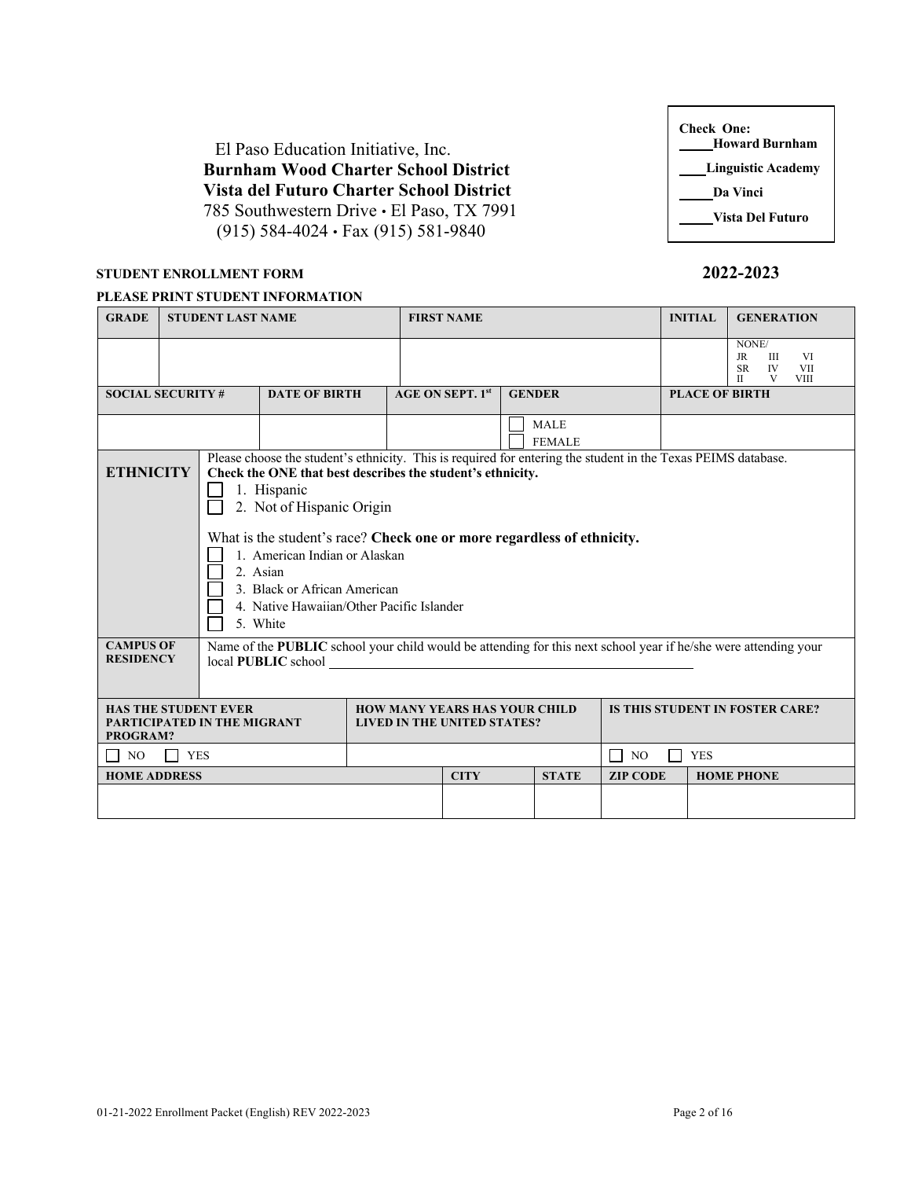El Paso Education Initiative, Inc.
**Burnham Wood Charter School District**
**Vista del Futuro Charter School District**
785 Southwestern Drive • El Paso, TX 7991
(915) 584-4024 • Fax (915) 581-9840

**Check One:**
____**Howard Burnham**
____**Linguistic Academy**
____**Da Vinci**
____**Vista Del Futuro**

**STUDENT ENROLLMENT FORM** **2022-2023**

**PLEASE PRINT STUDENT INFORMATION**

| GRADE | STUDENT LAST NAME | FIRST NAME | INITIAL | GENERATION |
|---|---|---|---|---|
| | | | | NONE/ JR III VI SR IV VII II V VIII |

| SOCIAL SECURITY # | DATE OF BIRTH | AGE ON SEPT. 1st | GENDER | PLACE OF BIRTH |
|---|---|---|---|---|
| | | | ☐ MALE ☐ FEMALE | |

**ETHNICITY**

Please choose the student's ethnicity. This is required for entering the student in the Texas PEIMS database. **Check the ONE that best describes the student's ethnicity.**

☐ 1. Hispanic
☐ 2. Not of Hispanic Origin

What is the student's race? **Check one or more regardless of ethnicity.**

☐ 1. American Indian or Alaskan
☐ 2. Asian
☐ 3. Black or African American
☐ 4. Native Hawaiian/Other Pacific Islander
☐ 5. White

**CAMPUS OF RESIDENCY**

Name of the **PUBLIC** school your child would be attending for this next school year if he/she were attending your local **PUBLIC** school ______________________________

| HAS THE STUDENT EVER PARTICIPATED IN THE MIGRANT PROGRAM? | HOW MANY YEARS HAS YOUR CHILD LIVED IN THE UNITED STATES? | IS THIS STUDENT IN FOSTER CARE? |
|---|---|---|
| ☐ NO ☐ YES | | ☐ NO ☐ YES |

| HOME ADDRESS | CITY | STATE | ZIP CODE | HOME PHONE |
|---|---|---|---|---|
| | | | | |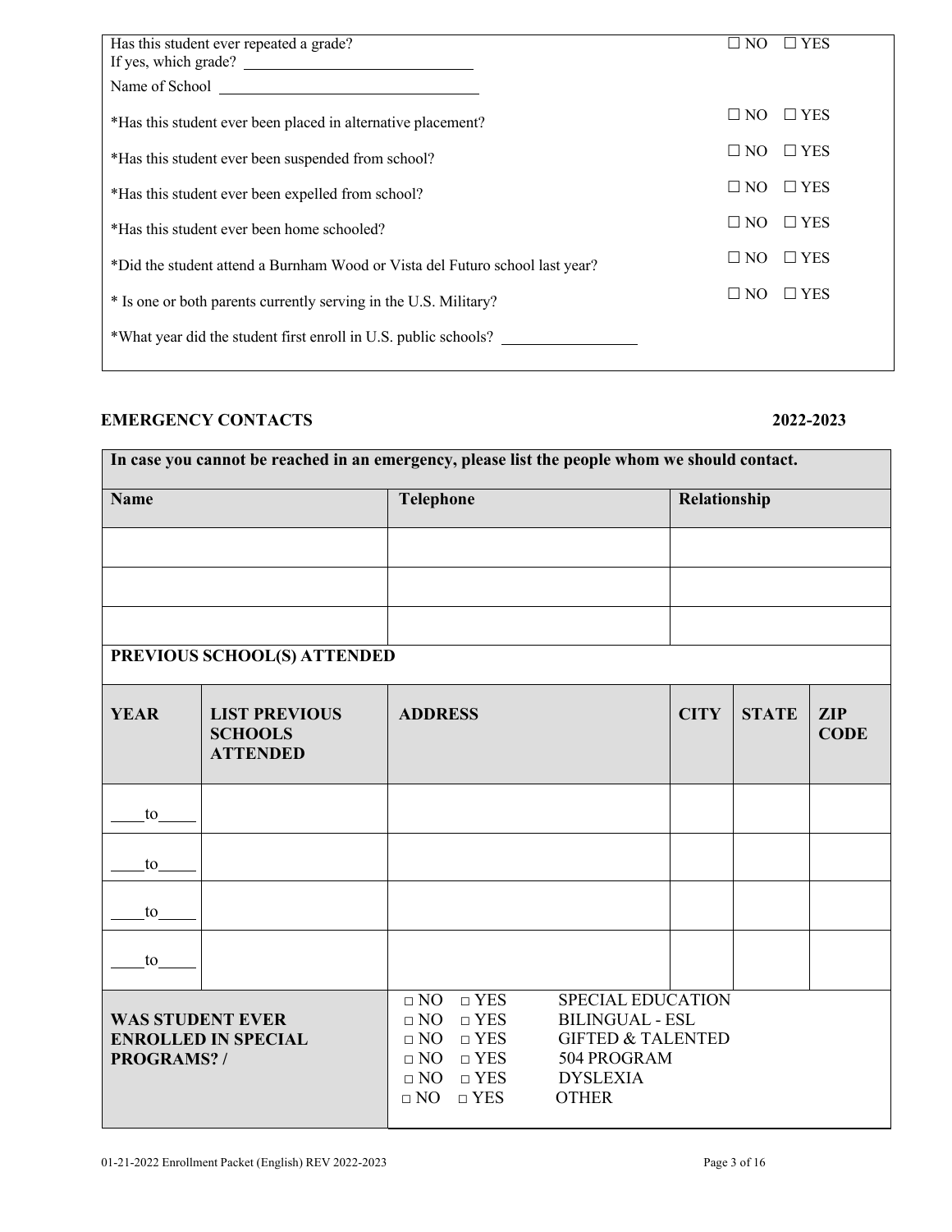| | |
|---|---|
| Has this student ever repeated a grade?<br>If yes, which grade? ______________________________<br>Name of School ________________________________ | ☐ NO ☐ YES |
| *Has this student ever been placed in alternative placement? | ☐ NO ☐ YES |
| *Has this student ever been suspended from school? | ☐ NO ☐ YES |
| *Has this student ever been expelled from school? | ☐ NO ☐ YES |
| *Has this student ever been home schooled? | ☐ NO ☐ YES |
| *Did the student attend a Burnham Wood or Vista del Futuro school last year? | ☐ NO ☐ YES |
| * Is one or both parents currently serving in the U.S. Military? | ☐ NO ☐ YES |
| *What year did the student first enroll in U.S. public schools? _________________ | |

## EMERGENCY CONTACTS 2022-2023

**In case you cannot be reached in an emergency, please list the people whom we should contact.**

| Name | Telephone | Relationship |
|---|---|---|
| | | |
| | | |
| | | |

**PREVIOUS SCHOOL(S) ATTENDED**

| YEAR | LIST PREVIOUS SCHOOLS ATTENDED | ADDRESS | CITY | STATE | ZIP CODE |
|---|---|---|---|---|---|
| ____to_____ | | | | | |
| ____to_____ | | | | | |
| ____to_____ | | | | | |
| ____to_____ | | | | | |

| | |
|---|---|
| **WAS STUDENT EVER ENROLLED IN SPECIAL PROGRAMS? /** | □ NO □ YES SPECIAL EDUCATION<br>□ NO □ YES BILINGUAL - ESL<br>□ NO □ YES GIFTED & TALENTED<br>□ NO □ YES 504 PROGRAM<br>□ NO □ YES DYSLEXIA<br>□ NO □ YES OTHER |

01-21-2022 Enrollment Packet (English) REV 2022-2023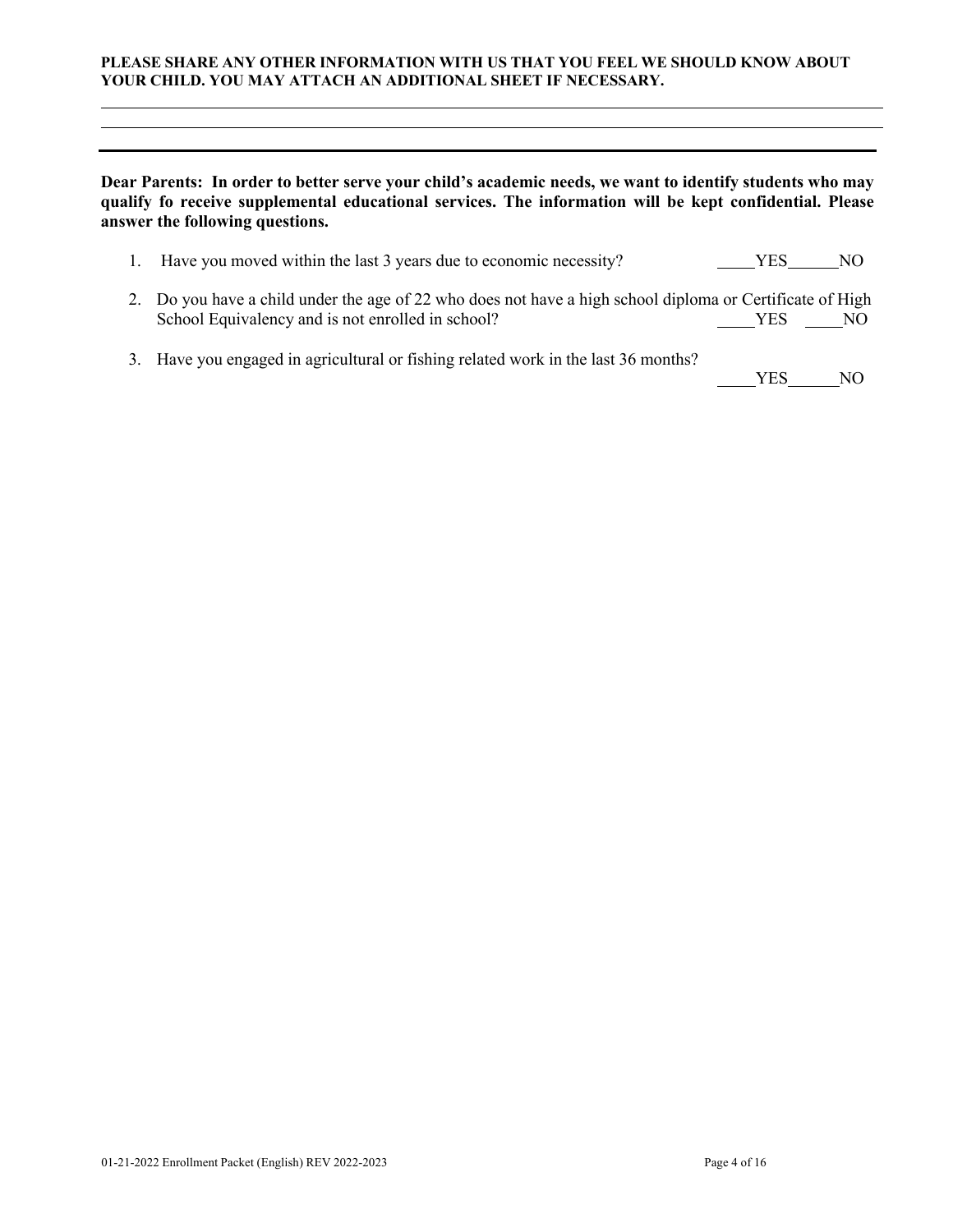**PLEASE SHARE ANY OTHER INFORMATION WITH US THAT YOU FEEL WE SHOULD KNOW ABOUT YOUR CHILD. YOU MAY ATTACH AN ADDITIONAL SHEET IF NECESSARY.**

\_\_\_\_\_\_\_\_\_\_\_\_\_\_\_\_\_\_\_\_\_\_\_\_\_\_\_\_\_\_\_\_\_\_\_\_\_\_\_\_\_\_\_\_\_\_\_\_\_\_\_\_\_\_\_\_\_\_\_\_\_\_\_\_\_\_\_\_\_\_\_\_\_\_\_\_\_\_

\_\_\_\_\_\_\_\_\_\_\_\_\_\_\_\_\_\_\_\_\_\_\_\_\_\_\_\_\_\_\_\_\_\_\_\_\_\_\_\_\_\_\_\_\_\_\_\_\_\_\_\_\_\_\_\_\_\_\_\_\_\_\_\_\_\_\_\_\_\_\_\_\_\_\_\_\_\_

---

**Dear Parents: In order to better serve your child's academic needs, we want to identify students who may qualify fo receive supplemental educational services. The information will be kept confidential. Please answer the following questions.**

1. Have you moved within the last 3 years due to economic necessity? \_\_\_\_YES\_\_\_\_\_NO

2. Do you have a child under the age of 22 who does not have a high school diploma or Certificate of High School Equivalency and is not enrolled in school? \_\_\_\_YES \_\_\_\_NO

3. Have you engaged in agricultural or fishing related work in the last 36 months? \_\_\_\_YES\_\_\_\_\_NO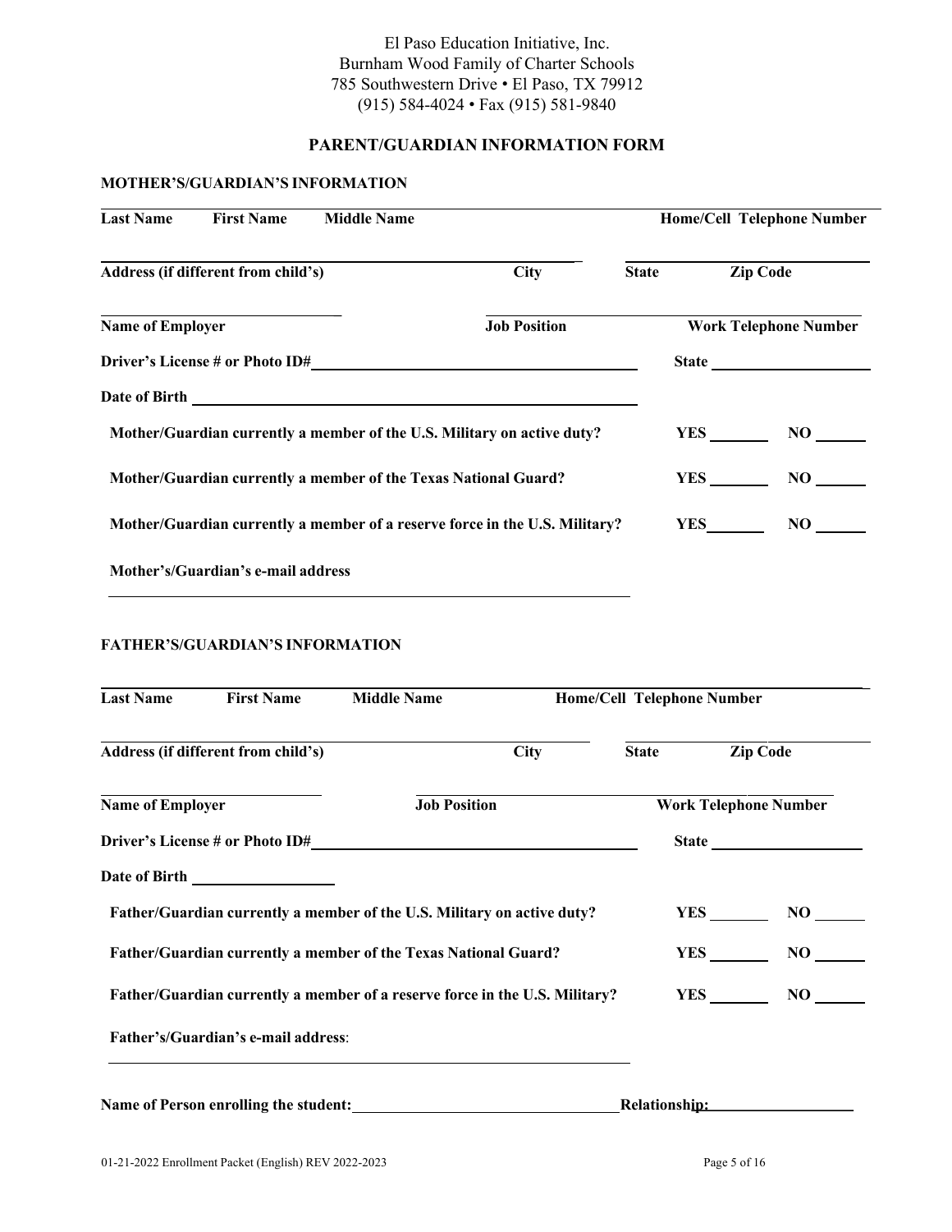El Paso Education Initiative, Inc.
Burnham Wood Family of Charter Schools
785 Southwestern Drive • El Paso, TX 79912
(915) 584-4024 • Fax (915) 581-9840

# PARENT/GUARDIAN INFORMATION FORM

## MOTHER'S/GUARDIAN'S INFORMATION

______________________________________________________________________

**Last Name** **First Name** **Middle Name** **Home/Cell Telephone Number**

______________________________________________________________________

**Address (if different from child's)** **City** **State** **Zip Code**

______________________________________________________________________

**Name of Employer** **Job Position** **Work Telephone Number**

**Driver's License # or Photo ID#**________________________________ **State** ______________

**Date of Birth** ________________________________________

**Mother/Guardian currently a member of the U.S. Military on active duty?** **YES** ______ **NO** ______

**Mother/Guardian currently a member of the Texas National Guard?** **YES** ______ **NO** ______

**Mother/Guardian currently a member of a reserve force in the U.S. Military?** **YES** ______ **NO** ______

**Mother's/Guardian's e-mail address**

______________________________________________________________________

## FATHER'S/GUARDIAN'S INFORMATION

______________________________________________________________________

**Last Name** **First Name** **Middle Name** **Home/Cell Telephone Number**

______________________________________________________________________

**Address (if different from child's)** **City** **State** **Zip Code**

______________________________________________________________________

**Name of Employer** **Job Position** **Work Telephone Number**

**Driver's License # or Photo ID#**________________________________ **State** ______________

**Date of Birth** ______________

**Father/Guardian currently a member of the U.S. Military on active duty?** **YES** ______ **NO** ______

**Father/Guardian currently a member of the Texas National Guard?** **YES** ______ **NO** ______

**Father/Guardian currently a member of a reserve force in the U.S. Military?** **YES** ______ **NO** ______

**Father's/Guardian's e-mail address**:

______________________________________________________________________

**Name of Person enrolling the student:**____________________________ **Relationship:**______________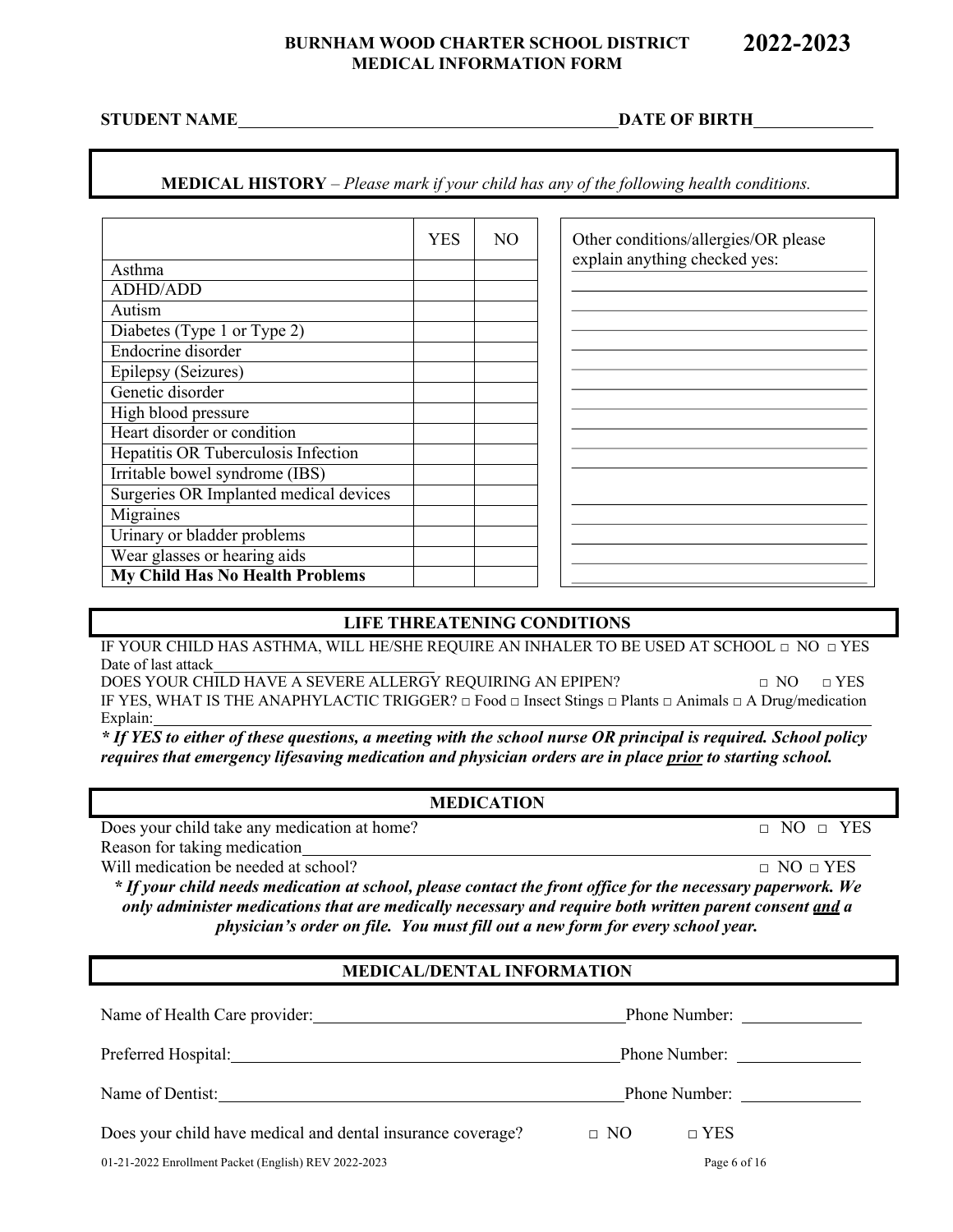**BURNHAM WOOD CHARTER SCHOOL DISTRICT**
**MEDICAL INFORMATION FORM**

**2022-2023**

**STUDENT NAME**\_\_\_\_\_\_\_\_\_\_\_\_\_\_\_\_\_\_\_\_\_\_\_\_\_\_\_\_\_\_\_\_\_\_\_\_\_\_\_\_\_\_**DATE OF BIRTH**\_\_\_\_\_\_\_\_\_\_\_\_\_

## MEDICAL HISTORY – *Please mark if your child has any of the following health conditions.*

| | YES | NO |
|---|---|---|
| Asthma | | |
| ADHD/ADD | | |
| Autism | | |
| Diabetes (Type 1 or Type 2) | | |
| Endocrine disorder | | |
| Epilepsy (Seizures) | | |
| Genetic disorder | | |
| High blood pressure | | |
| Heart disorder or condition | | |
| Hepatitis OR Tuberculosis Infection | | |
| Irritable bowel syndrome (IBS) | | |
| Surgeries OR Implanted medical devices | | |
| Migraines | | |
| Urinary or bladder problems | | |
| Wear glasses or hearing aids | | |
| **My Child Has No Health Problems** | | |

Other conditions/allergies/OR please explain anything checked yes:

## LIFE THREATENING CONDITIONS

IF YOUR CHILD HAS ASTHMA, WILL HE/SHE REQUIRE AN INHALER TO BE USED AT SCHOOL □ NO □ YES

Date of last attack\_\_\_\_\_\_\_\_\_\_\_\_\_\_\_\_\_\_\_\_\_\_\_\_

DOES YOUR CHILD HAVE A SEVERE ALLERGY REQUIRING AN EPIPEN? □ NO □ YES

IF YES, WHAT IS THE ANAPHYLACTIC TRIGGER? □ Food □ Insect Stings □ Plants □ Animals □ A Drug/medication

Explain:\_\_\_\_\_\_\_\_\_\_\_\_\_\_\_\_\_\_\_\_\_\_\_\_\_\_\_\_\_\_\_\_\_\_\_\_\_\_\_\_\_\_\_\_\_\_\_\_\_\_\_\_

***\* If YES to either of these questions, a meeting with the school nurse OR principal is required. School policy requires that emergency lifesaving medication and physician orders are in place <u>prior</u> to starting school.***

## MEDICATION

Does your child take any medication at home? □ NO □ YES

Reason for taking medication\_\_\_\_\_\_\_\_\_\_\_\_\_\_\_\_\_\_\_\_\_\_\_\_\_\_\_\_\_\_\_\_\_\_\_\_\_\_\_\_

Will medication be needed at school? □ NO □ YES

***\* If your child needs medication at school, please contact the front office for the necessary paperwork. We only administer medications that are medically necessary and require both written parent consent <u>and</u> a physician's order on file. You must fill out a new form for every school year.***

## MEDICAL/DENTAL INFORMATION

Name of Health Care provider:\_\_\_\_\_\_\_\_\_\_\_\_\_\_\_\_\_\_\_\_\_\_\_\_\_\_\_\_\_\_\_\_\_\_ Phone Number: \_\_\_\_\_\_\_\_\_\_\_\_\_

Preferred Hospital:\_\_\_\_\_\_\_\_\_\_\_\_\_\_\_\_\_\_\_\_\_\_\_\_\_\_\_\_\_\_\_\_\_\_\_\_\_\_\_\_\_\_ Phone Number: \_\_\_\_\_\_\_\_\_\_\_\_\_

Name of Dentist:\_\_\_\_\_\_\_\_\_\_\_\_\_\_\_\_\_\_\_\_\_\_\_\_\_\_\_\_\_\_\_\_\_\_\_\_\_\_\_\_\_\_\_\_ Phone Number: \_\_\_\_\_\_\_\_\_\_\_\_\_

Does your child have medical and dental insurance coverage? □ NO □ YES

01-21-2022 Enrollment Packet (English) REV 2022-2023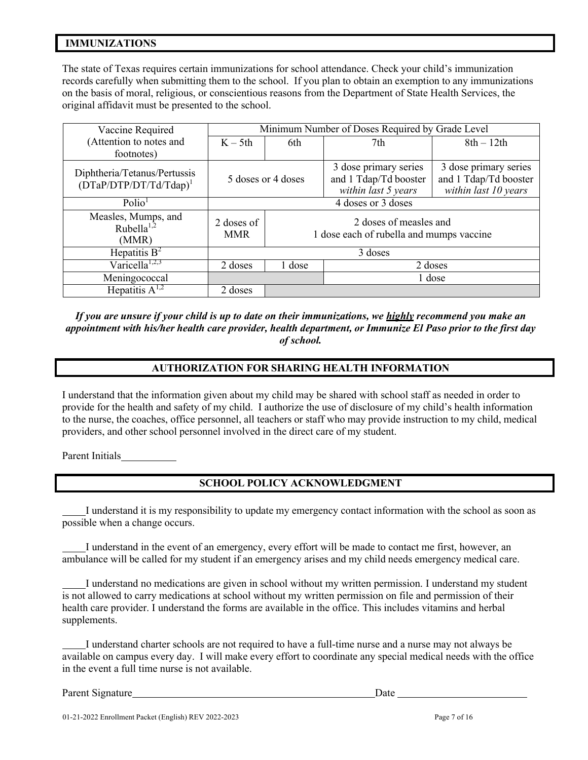## IMMUNIZATIONS

The state of Texas requires certain immunizations for school attendance. Check your child's immunization records carefully when submitting them to the school. If you plan to obtain an exemption to any immunizations on the basis of moral, religious, or conscientious reasons from the Department of State Health Services, the original affidavit must be presented to the school.

| Vaccine Required (Attention to notes and footnotes) | Minimum Number of Doses Required by Grade Level | | | |
|---|---|---|---|---|
| | K – 5th | 6th | 7th | 8th – 12th |
| Diphtheria/Tetanus/Pertussis (DTaP/DTP/DT/Td/Tdap)[1] | 5 doses or 4 doses | | 3 dose primary series and 1 Tdap/Td booster *within last 5 years* | 3 dose primary series and 1 Tdap/Td booster *within last 10 years* |
| Polio[1] | 4 doses or 3 doses | | | |
| Measles, Mumps, and Rubella[1,2] (MMR) | 2 doses of MMR | 2 doses of measles and 1 dose each of rubella and mumps vaccine | | |
| Hepatitis B[2] | 3 doses | | | |
| Varicella[1,2,3] | 2 doses | 1 dose | 2 doses | |
| Meningococcal | | | 1 dose | |
| Hepatitis A[1,2] | 2 doses | | | |

***If you are unsure if your child is up to date on their immunizations, we highly recommend you make an appointment with his/her health care provider, health department, or Immunize El Paso prior to the first day of school.***

## AUTHORIZATION FOR SHARING HEALTH INFORMATION

I understand that the information given about my child may be shared with school staff as needed in order to provide for the health and safety of my child. I authorize the use of disclosure of my child's health information to the nurse, the coaches, office personnel, all teachers or staff who may provide instruction to my child, medical providers, and other school personnel involved in the direct care of my student.

Parent Initials__________

## SCHOOL POLICY ACKNOWLEDGMENT

____I understand it is my responsibility to update my emergency contact information with the school as soon as possible when a change occurs.

____I understand in the event of an emergency, every effort will be made to contact me first, however, an ambulance will be called for my student if an emergency arises and my child needs emergency medical care.

____I understand no medications are given in school without my written permission. I understand my student is not allowed to carry medications at school without my written permission on file and permission of their health care provider. I understand the forms are available in the office. This includes vitamins and herbal supplements.

____I understand charter schools are not required to have a full-time nurse and a nurse may not always be available on campus every day. I will make every effort to coordinate any special medical needs with the office in the event a full time nurse is not available.

Parent Signature__________________________________________ Date ______________________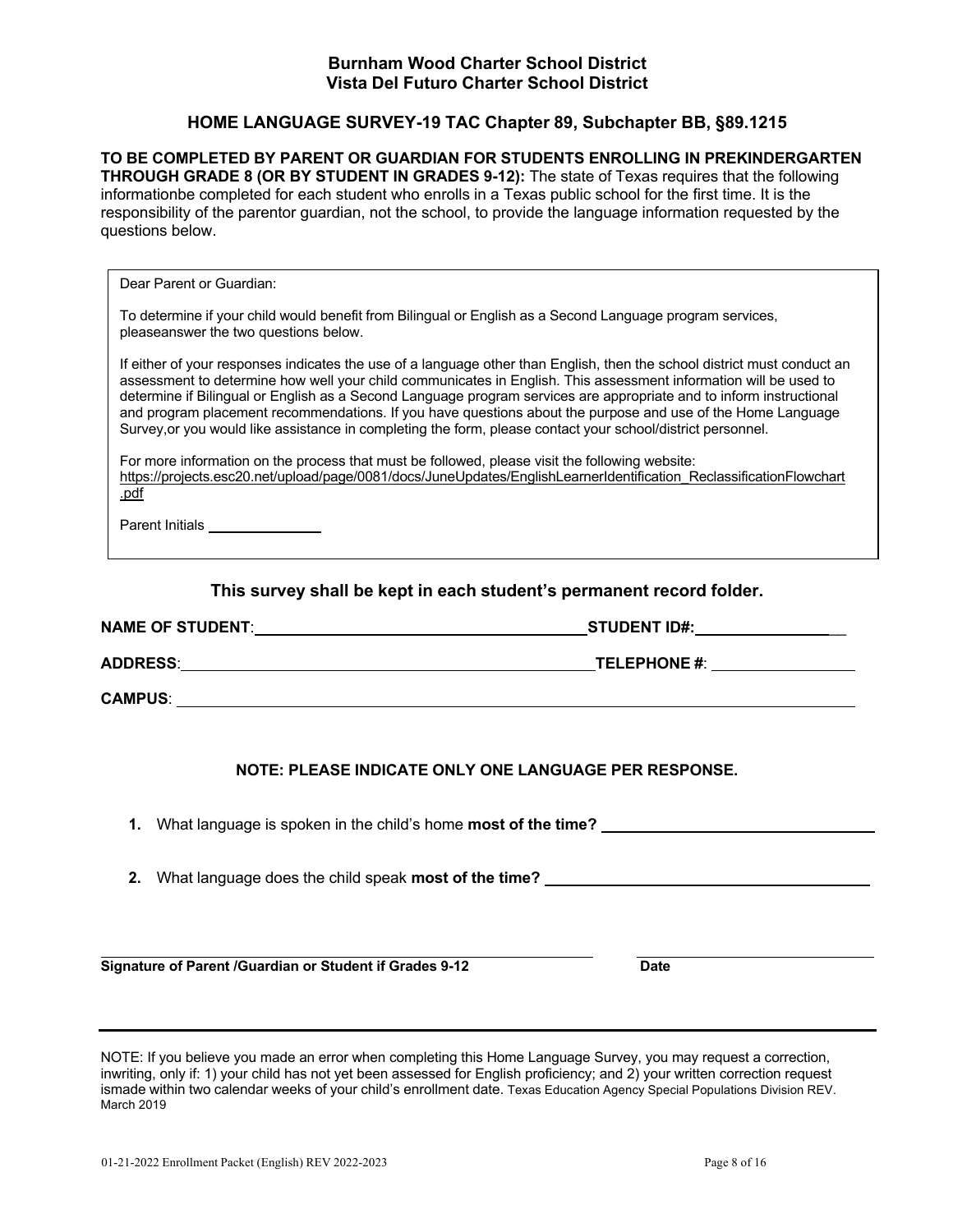**Burnham Wood Charter School District**
**Vista Del Futuro Charter School District**

## HOME LANGUAGE SURVEY-19 TAC Chapter 89, Subchapter BB, §89.1215

**TO BE COMPLETED BY PARENT OR GUARDIAN FOR STUDENTS ENROLLING IN PREKINDERGARTEN THROUGH GRADE 8 (OR BY STUDENT IN GRADES 9-12):** The state of Texas requires that the following informationbe completed for each student who enrolls in a Texas public school for the first time. It is the responsibility of the parentor guardian, not the school, to provide the language information requested by the questions below.

> Dear Parent or Guardian:
>
> To determine if your child would benefit from Bilingual or English as a Second Language program services, pleaseanswer the two questions below.
>
> If either of your responses indicates the use of a language other than English, then the school district must conduct an assessment to determine how well your child communicates in English. This assessment information will be used to determine if Bilingual or English as a Second Language program services are appropriate and to inform instructional and program placement recommendations. If you have questions about the purpose and use of the Home Language Survey,or you would like assistance in completing the form, please contact your school/district personnel.
>
> For more information on the process that must be followed, please visit the following website: https://projects.esc20.net/upload/page/0081/docs/JuneUpdates/EnglishLearnerIdentification_ReclassificationFlowchart.pdf
>
> Parent Initials ______________

**This survey shall be kept in each student's permanent record folder.**

**NAME OF STUDENT**: ______________________________ **STUDENT ID#:** ________________

**ADDRESS**: ______________________________________ **TELEPHONE #**: ________________

**CAMPUS**: ____________________________________________________________

**NOTE: PLEASE INDICATE ONLY ONE LANGUAGE PER RESPONSE.**

1. What language is spoken in the child's home **most of the time?** ______________________________

2. What language does the child speak **most of the time?** ______________________________

______________________________________________ ____________________
**Signature of Parent /Guardian or Student if Grades 9-12** **Date**

---

NOTE: If you believe you made an error when completing this Home Language Survey, you may request a correction, inwriting, only if: 1) your child has not yet been assessed for English proficiency; and 2) your written correction request ismade within two calendar weeks of your child's enrollment date. Texas Education Agency Special Populations Division REV. March 2019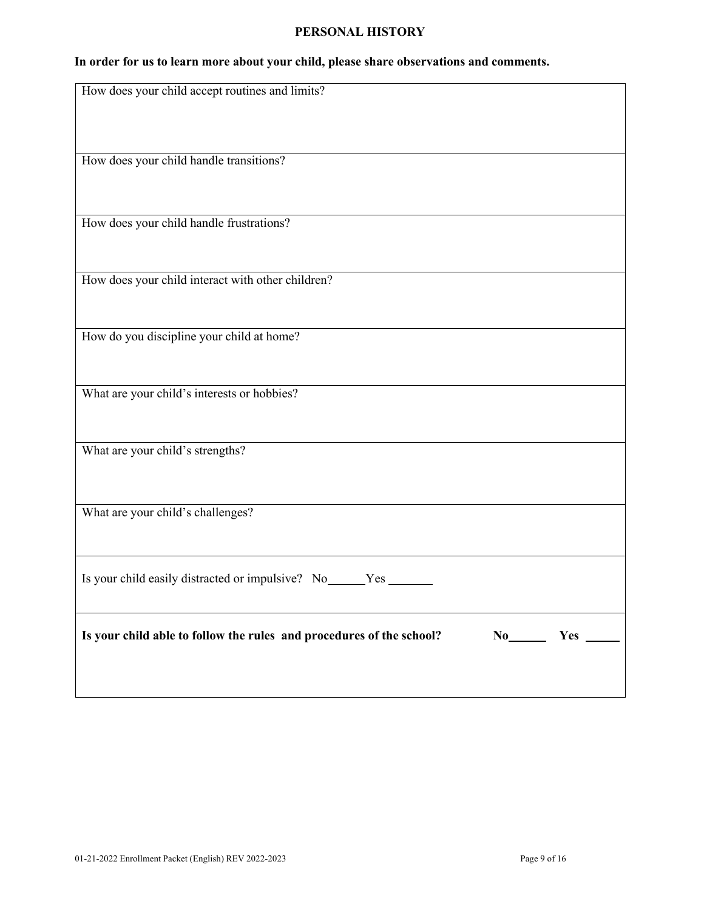## PERSONAL HISTORY

**In order for us to learn more about your child, please share observations and comments.**

| How does your child accept routines and limits? |
|---|
| How does your child handle transitions? |
| How does your child handle frustrations? |
| How does your child interact with other children? |
| How do you discipline your child at home? |
| What are your child's interests or hobbies? |
| What are your child's strengths? |
| What are your child's challenges? |
| Is your child easily distracted or impulsive? No______Yes _______ |
| **Is your child able to follow the rules and procedures of the school? No______ Yes ______** |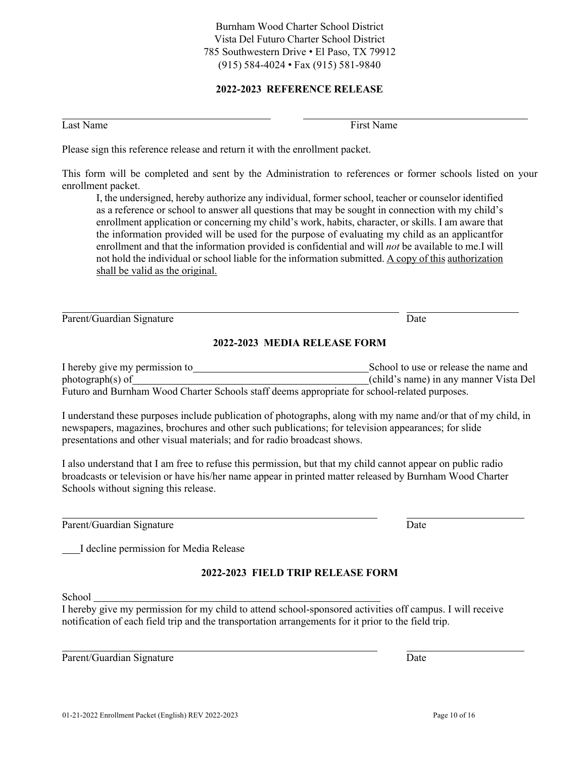Burnham Wood Charter School District
Vista Del Futuro Charter School District
785 Southwestern Drive • El Paso, TX 79912
(915) 584-4024 • Fax (915) 581-9840

## 2022-2023 REFERENCE RELEASE

______________________________________ ______________________________________
Last Name First Name

Please sign this reference release and return it with the enrollment packet.

This form will be completed and sent by the Administration to references or former schools listed on your enrollment packet.

> I, the undersigned, hereby authorize any individual, former school, teacher or counselor identified as a reference or school to answer all questions that may be sought in connection with my child's enrollment application or concerning my child's work, habits, character, or skills. I am aware that the information provided will be used for the purpose of evaluating my child as an applicantfor enrollment and that the information provided is confidential and will *not* be available to me.I will not hold the individual or school liable for the information submitted. <u>A copy of this authorization shall be valid as the original.</u>

______________________________________________ ____________________
Parent/Guardian Signature Date

## 2022-2023 MEDIA RELEASE FORM

I hereby give my permission to________________________________School to use or release the name and photograph(s) of____________________________________(child's name) in any manner Vista Del Futuro and Burnham Wood Charter Schools staff deems appropriate for school-related purposes.

I understand these purposes include publication of photographs, along with my name and/or that of my child, in newspapers, magazines, brochures and other such publications; for television appearances; for slide presentations and other visual materials; and for radio broadcast shows.

I also understand that I am free to refuse this permission, but that my child cannot appear on public radio broadcasts or television or have his/her name appear in printed matter released by Burnham Wood Charter Schools without signing this release.

______________________________________________ ____________________
Parent/Guardian Signature Date

____I decline permission for Media Release

## 2022-2023 FIELD TRIP RELEASE FORM

School ______________________________________________

I hereby give my permission for my child to attend school-sponsored activities off campus. I will receive notification of each field trip and the transportation arrangements for it prior to the field trip.

______________________________________________ ____________________
Parent/Guardian Signature Date

01-21-2022 Enrollment Packet (English) REV 2022-2023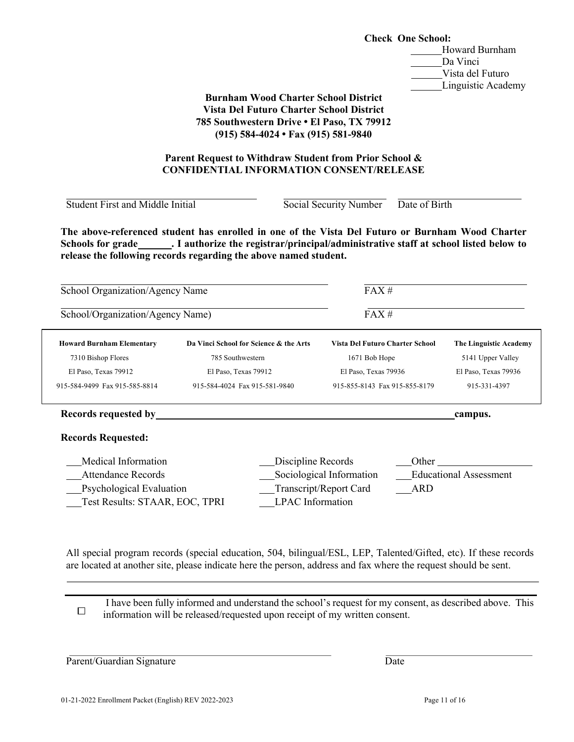**Check One School:**

______Howard Burnham
______Da Vinci
______Vista del Futuro
______Linguistic Academy

**Burnham Wood Charter School District**
**Vista Del Futuro Charter School District**
**785 Southwestern Drive • El Paso, TX 79912**
**(915) 584-4024 • Fax (915) 581-9840**

**Parent Request to Withdraw Student from Prior School &**
**CONFIDENTIAL INFORMATION CONSENT/RELEASE**

______________________________ Student First and Middle Initial &nbsp;&nbsp; ______________ Social Security Number &nbsp;&nbsp; ______________ Date of Birth

**The above-referenced student has enrolled in one of the Vista Del Futuro or Burnham Wood Charter Schools for grade______. I authorize the registrar/principal/administrative staff at school listed below to release the following records regarding the above named student.**

______________________________ School Organization/Agency Name &nbsp;&nbsp; ______________ FAX #

______________________________ School/Organization/Agency Name) &nbsp;&nbsp; ______________ FAX #

| Howard Burnham Elementary | Da Vinci School for Science & the Arts | Vista Del Futuro Charter School | The Linguistic Academy |
|---|---|---|---|
| 7310 Bishop Flores | 785 Southwestern | 1671 Bob Hope | 5141 Upper Valley |
| El Paso, Texas 79912 | El Paso, Texas 79912 | El Paso, Texas 79936 | El Paso, Texas 79936 |
| 915-584-9499 Fax 915-585-8814 | 915-584-4024 Fax 915-581-9840 | 915-855-8143 Fax 915-855-8179 | 915-331-4397 |

**Records requested by______________________________________________campus.**

**Records Requested:**

___Medical Information
___Attendance Records
___Psychological Evaluation
___Test Results: STAAR, EOC, TPRI
___Discipline Records
___Sociological Information
___Transcript/Report Card
___LPAC Information
___Other ______________
___Educational Assessment
___ARD

All special program records (special education, 504, bilingual/ESL, LEP, Talented/Gifted, etc). If these records are located at another site, please indicate here the person, address and fax where the request should be sent.

______________________________________________________________________________

☐ I have been fully informed and understand the school's request for my consent, as described above. This information will be released/requested upon receipt of my written consent.

______________________________ Parent/Guardian Signature &nbsp;&nbsp; ______________ Date

01-21-2022 Enrollment Packet (English) REV 2022-2023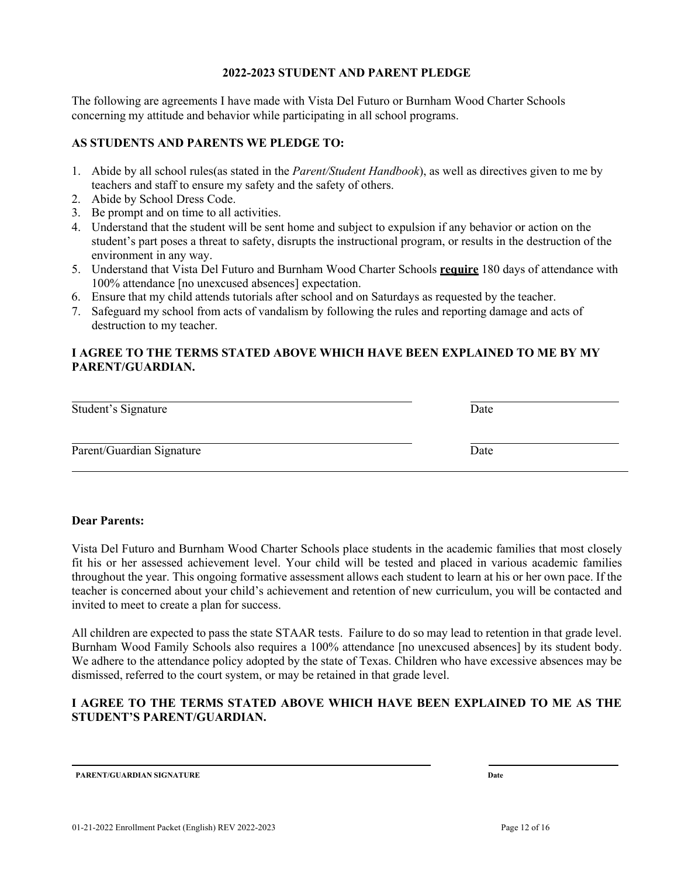## 2022-2023 STUDENT AND PARENT PLEDGE

The following are agreements I have made with Vista Del Futuro or Burnham Wood Charter Schools concerning my attitude and behavior while participating in all school programs.

### AS STUDENTS AND PARENTS WE PLEDGE TO:

1. Abide by all school rules(as stated in the *Parent/Student Handbook*), as well as directives given to me by teachers and staff to ensure my safety and the safety of others.
2. Abide by School Dress Code.
3. Be prompt and on time to all activities.
4. Understand that the student will be sent home and subject to expulsion if any behavior or action on the student's part poses a threat to safety, disrupts the instructional program, or results in the destruction of the environment in any way.
5. Understand that Vista Del Futuro and Burnham Wood Charter Schools **require** 180 days of attendance with 100% attendance [no unexcused absences] expectation.
6. Ensure that my child attends tutorials after school and on Saturdays as requested by the teacher.
7. Safeguard my school from acts of vandalism by following the rules and reporting damage and acts of destruction to my teacher.

**I AGREE TO THE TERMS STATED ABOVE WHICH HAVE BEEN EXPLAINED TO ME BY MY PARENT/GUARDIAN.**

______________________________ ______________
Student's Signature Date

______________________________ ______________
Parent/Guardian Signature Date

---

**Dear Parents:**

Vista Del Futuro and Burnham Wood Charter Schools place students in the academic families that most closely fit his or her assessed achievement level. Your child will be tested and placed in various academic families throughout the year. This ongoing formative assessment allows each student to learn at his or her own pace. If the teacher is concerned about your child's achievement and retention of new curriculum, you will be contacted and invited to meet to create a plan for success.

All children are expected to pass the state STAAR tests. Failure to do so may lead to retention in that grade level. Burnham Wood Family Schools also requires a 100% attendance [no unexcused absences] by its student body. We adhere to the attendance policy adopted by the state of Texas. Children who have excessive absences may be dismissed, referred to the court system, or may be retained in that grade level.

**I AGREE TO THE TERMS STATED ABOVE WHICH HAVE BEEN EXPLAINED TO ME AS THE STUDENT'S PARENT/GUARDIAN.**

______________________________ ______________
**PARENT/GUARDIAN SIGNATURE** **Date**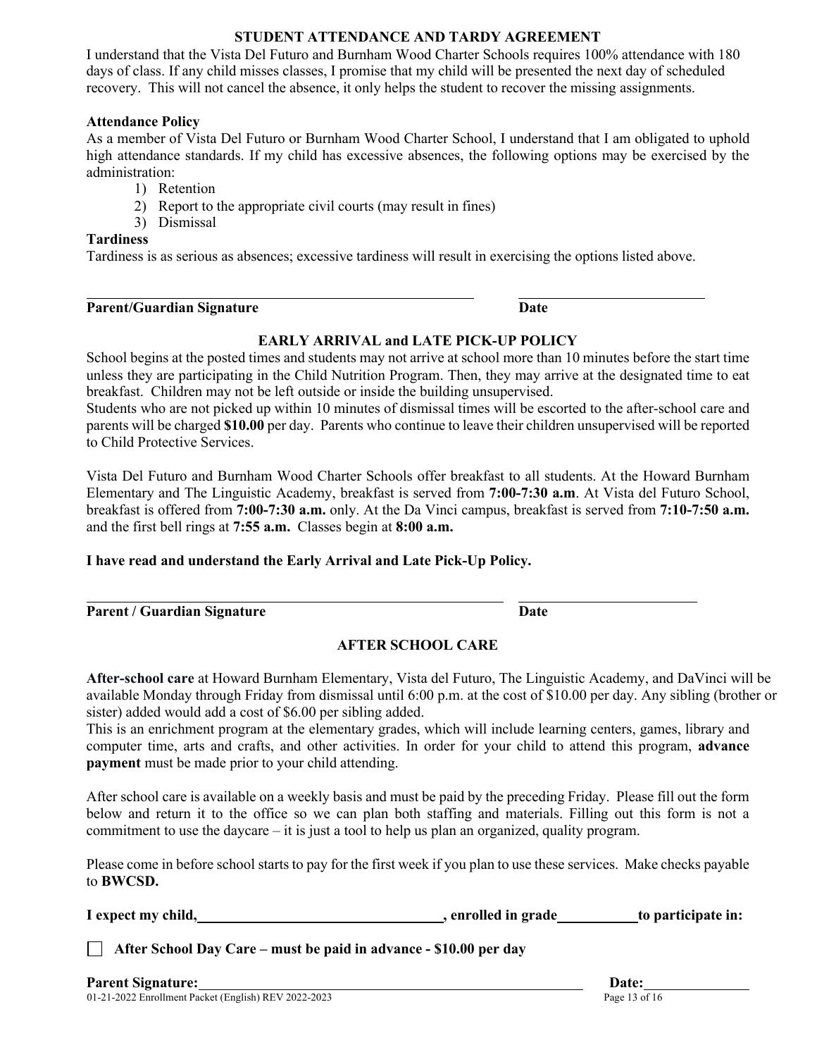## STUDENT ATTENDANCE AND TARDY AGREEMENT

I understand that the Vista Del Futuro and Burnham Wood Charter Schools requires 100% attendance with 180 days of class. If any child misses classes, I promise that my child will be presented the next day of scheduled recovery. This will not cancel the absence, it only helps the student to recover the missing assignments.

**Attendance Policy**

As a member of Vista Del Futuro or Burnham Wood Charter School, I understand that I am obligated to uphold high attendance standards. If my child has excessive absences, the following options may be exercised by the administration:

1) Retention
2) Report to the appropriate civil courts (may result in fines)
3) Dismissal

**Tardiness**

Tardiness is as serious as absences; excessive tardiness will result in exercising the options listed above.

______________________________________________ ____________________

**Parent/Guardian Signature** **Date**

## EARLY ARRIVAL and LATE PICK-UP POLICY

School begins at the posted times and students may not arrive at school more than 10 minutes before the start time unless they are participating in the Child Nutrition Program. Then, they may arrive at the designated time to eat breakfast. Children may not be left outside or inside the building unsupervised.

Students who are not picked up within 10 minutes of dismissal times will be escorted to the after-school care and parents will be charged **$10.00** per day. Parents who continue to leave their children unsupervised will be reported to Child Protective Services.

Vista Del Futuro and Burnham Wood Charter Schools offer breakfast to all students. At the Howard Burnham Elementary and The Linguistic Academy, breakfast is served from **7:00-7:30 a.m**. At Vista del Futuro School, breakfast is offered from **7:00-7:30 a.m.** only. At the Da Vinci campus, breakfast is served from **7:10-7:50 a.m.** and the first bell rings at **7:55 a.m.** Classes begin at **8:00 a.m.**

**I have read and understand the Early Arrival and Late Pick-Up Policy.**

______________________________________________ ____________________

**Parent / Guardian Signature** **Date**

## AFTER SCHOOL CARE

**After-school care** at Howard Burnham Elementary, Vista del Futuro, The Linguistic Academy, and DaVinci will be available Monday through Friday from dismissal until 6:00 p.m. at the cost of $10.00 per day. Any sibling (brother or sister) added would add a cost of $6.00 per sibling added.

This is an enrichment program at the elementary grades, which will include learning centers, games, library and computer time, arts and crafts, and other activities. In order for your child to attend this program, **advance payment** must be made prior to your child attending.

After school care is available on a weekly basis and must be paid by the preceding Friday. Please fill out the form below and return it to the office so we can plan both staffing and materials. Filling out this form is not a commitment to use the daycare – it is just a tool to help us plan an organized, quality program.

Please come in before school starts to pay for the first week if you plan to use these services. Make checks payable to **BWCSD.**

**I expect my child,** ______________________________**, enrolled in grade** __________ **to participate in:**

☐ **After School Day Care – must be paid in advance - $10.00 per day**

**Parent Signature:** ______________________________________________ **Date:** ______________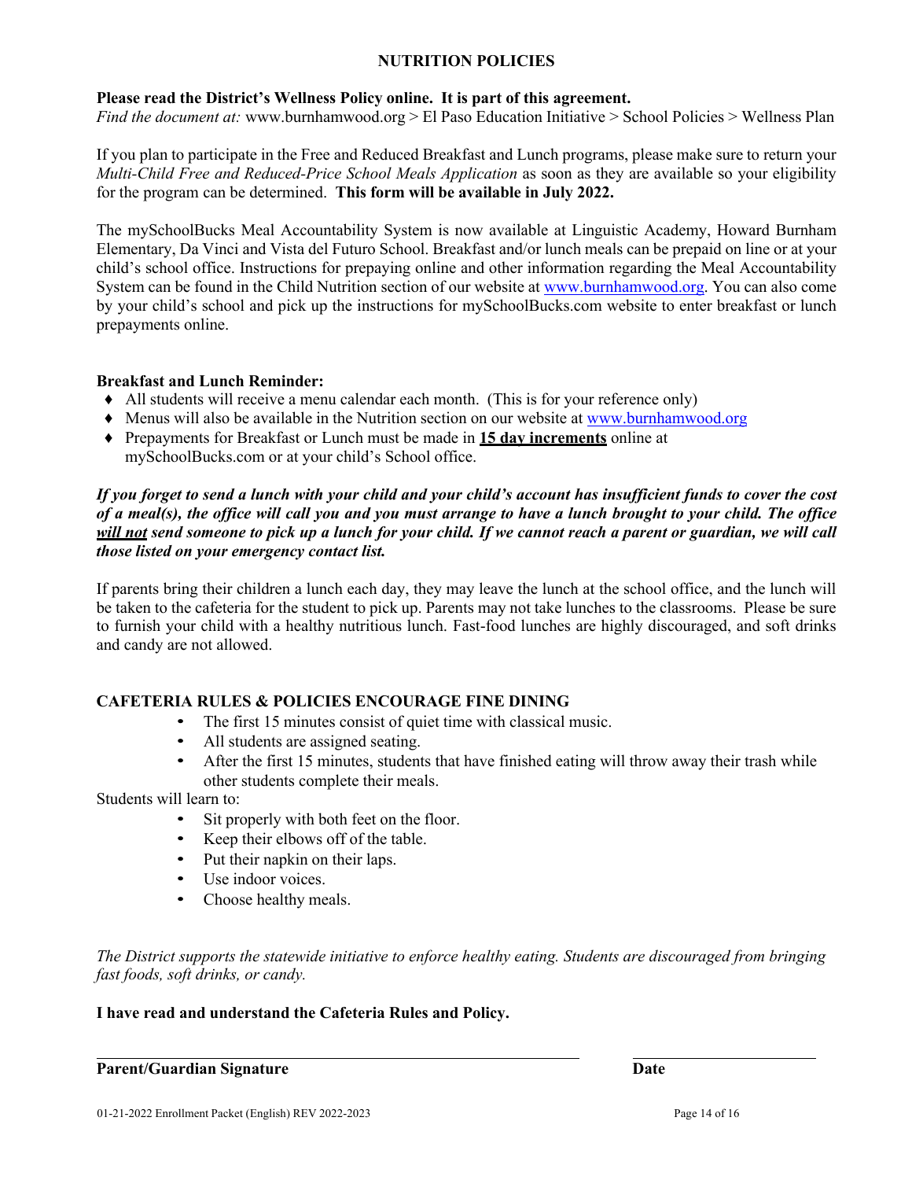# NUTRITION POLICIES

**Please read the District's Wellness Policy online. It is part of this agreement.**
*Find the document at:* www.burnhamwood.org > El Paso Education Initiative > School Policies > Wellness Plan

If you plan to participate in the Free and Reduced Breakfast and Lunch programs, please make sure to return your *Multi-Child Free and Reduced-Price School Meals Application* as soon as they are available so your eligibility for the program can be determined. **This form will be available in July 2022.**

The mySchoolBucks Meal Accountability System is now available at Linguistic Academy, Howard Burnham Elementary, Da Vinci and Vista del Futuro School. Breakfast and/or lunch meals can be prepaid on line or at your child's school office. Instructions for prepaying online and other information regarding the Meal Accountability System can be found in the Child Nutrition section of our website at www.burnhamwood.org. You can also come by your child's school and pick up the instructions for mySchoolBucks.com website to enter breakfast or lunch prepayments online.

**Breakfast and Lunch Reminder:**

- All students will receive a menu calendar each month. (This is for your reference only)
- Menus will also be available in the Nutrition section on our website at www.burnhamwood.org
- Prepayments for Breakfast or Lunch must be made in **15 day increments** online at mySchoolBucks.com or at your child's School office.

***If you forget to send a lunch with your child and your child's account has insufficient funds to cover the cost of a meal(s), the office will call you and you must arrange to have a lunch brought to your child. The office will not send someone to pick up a lunch for your child. If we cannot reach a parent or guardian, we will call those listed on your emergency contact list.***

If parents bring their children a lunch each day, they may leave the lunch at the school office, and the lunch will be taken to the cafeteria for the student to pick up. Parents may not take lunches to the classrooms. Please be sure to furnish your child with a healthy nutritious lunch. Fast-food lunches are highly discouraged, and soft drinks and candy are not allowed.

## CAFETERIA RULES & POLICIES ENCOURAGE FINE DINING

- The first 15 minutes consist of quiet time with classical music.
- All students are assigned seating.
- After the first 15 minutes, students that have finished eating will throw away their trash while other students complete their meals.

Students will learn to:

- Sit properly with both feet on the floor.
- Keep their elbows off of the table.
- Put their napkin on their laps.
- Use indoor voices.
- Choose healthy meals.

*The District supports the statewide initiative to enforce healthy eating. Students are discouraged from bringing fast foods, soft drinks, or candy.*

**I have read and understand the Cafeteria Rules and Policy.**

_______________________________________________ &nbsp;&nbsp;&nbsp;&nbsp; ____________________

**Parent/Guardian Signature** &nbsp;&nbsp;&nbsp;&nbsp; **Date**

01-21-2022 Enrollment Packet (English) REV 2022-2023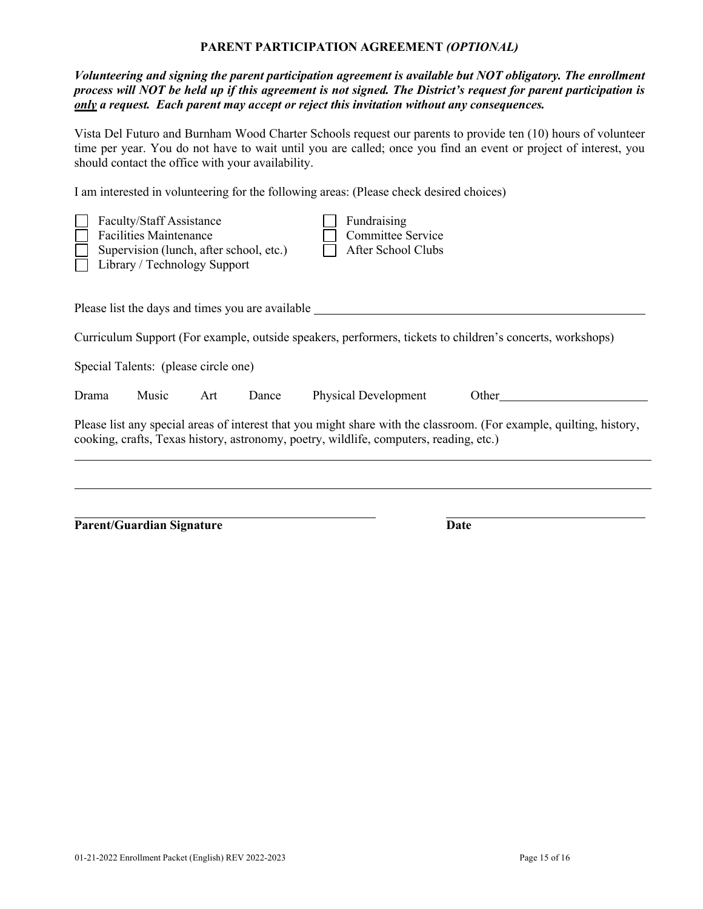## PARENT PARTICIPATION AGREEMENT *(OPTIONAL)*

***Volunteering and signing the parent participation agreement is available but NOT obligatory. The enrollment process will NOT be held up if this agreement is not signed. The District's request for parent participation is <u>only</u> a request. Each parent may accept or reject this invitation without any consequences.***

Vista Del Futuro and Burnham Wood Charter Schools request our parents to provide ten (10) hours of volunteer time per year. You do not have to wait until you are called; once you find an event or project of interest, you should contact the office with your availability.

I am interested in volunteering for the following areas: (Please check desired choices)

- ☐ Faculty/Staff Assistance
- ☐ Facilities Maintenance
- ☐ Supervision (lunch, after school, etc.)
- ☐ Library / Technology Support
- ☐ Fundraising
- ☐ Committee Service
- ☐ After School Clubs

Please list the days and times you are available ______________________________

Curriculum Support (For example, outside speakers, performers, tickets to children's concerts, workshops)

Special Talents: (please circle one)

Drama Music Art Dance Physical Development Other______________________

Please list any special areas of interest that you might share with the classroom. (For example, quilting, history, cooking, crafts, Texas history, astronomy, poetry, wildlife, computers, reading, etc.)

______________________________________________________________________

______________________________________________________________________

______________________________ ______________________

**Parent/Guardian Signature** **Date**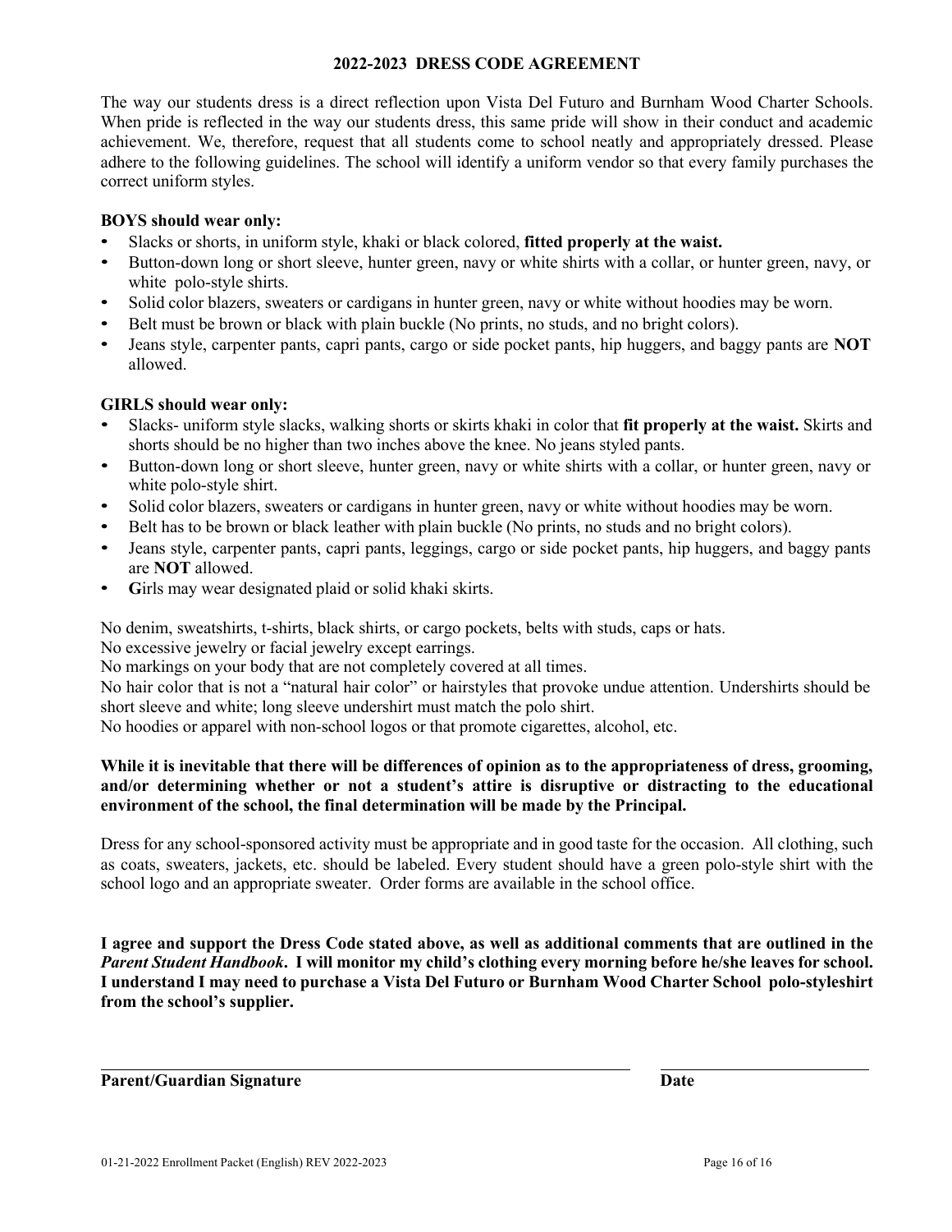## 2022-2023 DRESS CODE AGREEMENT

The way our students dress is a direct reflection upon Vista Del Futuro and Burnham Wood Charter Schools. When pride is reflected in the way our students dress, this same pride will show in their conduct and academic achievement. We, therefore, request that all students come to school neatly and appropriately dressed. Please adhere to the following guidelines. The school will identify a uniform vendor so that every family purchases the correct uniform styles.

**BOYS should wear only:**

- Slacks or shorts, in uniform style, khaki or black colored, **fitted properly at the waist.**
- Button-down long or short sleeve, hunter green, navy or white shirts with a collar, or hunter green, navy, or white polo-style shirts.
- Solid color blazers, sweaters or cardigans in hunter green, navy or white without hoodies may be worn.
- Belt must be brown or black with plain buckle (No prints, no studs, and no bright colors).
- Jeans style, carpenter pants, capri pants, cargo or side pocket pants, hip huggers, and baggy pants are **NOT** allowed.

**GIRLS should wear only:**

- Slacks- uniform style slacks, walking shorts or skirts khaki in color that **fit properly at the waist.** Skirts and shorts should be no higher than two inches above the knee. No jeans styled pants.
- Button-down long or short sleeve, hunter green, navy or white shirts with a collar, or hunter green, navy or white polo-style shirt.
- Solid color blazers, sweaters or cardigans in hunter green, navy or white without hoodies may be worn.
- Belt has to be brown or black leather with plain buckle (No prints, no studs and no bright colors).
- Jeans style, carpenter pants, capri pants, leggings, cargo or side pocket pants, hip huggers, and baggy pants are **NOT** allowed.
- **G**irls may wear designated plaid or solid khaki skirts.

No denim, sweatshirts, t-shirts, black shirts, or cargo pockets, belts with studs, caps or hats.
No excessive jewelry or facial jewelry except earrings.
No markings on your body that are not completely covered at all times.
No hair color that is not a "natural hair color" or hairstyles that provoke undue attention. Undershirts should be short sleeve and white; long sleeve undershirt must match the polo shirt.
No hoodies or apparel with non-school logos or that promote cigarettes, alcohol, etc.

**While it is inevitable that there will be differences of opinion as to the appropriateness of dress, grooming, and/or determining whether or not a student's attire is disruptive or distracting to the educational environment of the school, the final determination will be made by the Principal.**

Dress for any school-sponsored activity must be appropriate and in good taste for the occasion. All clothing, such as coats, sweaters, jackets, etc. should be labeled. Every student should have a green polo-style shirt with the school logo and an appropriate sweater. Order forms are available in the school office.

**I agree and support the Dress Code stated above, as well as additional comments that are outlined in the *Parent Student Handbook*. I will monitor my child's clothing every morning before he/she leaves for school. I understand I may need to purchase a Vista Del Futuro or Burnham Wood Charter School polo-styleshirt from the school's supplier.**

**Parent/Guardian Signature** ______________________ **Date** ______________